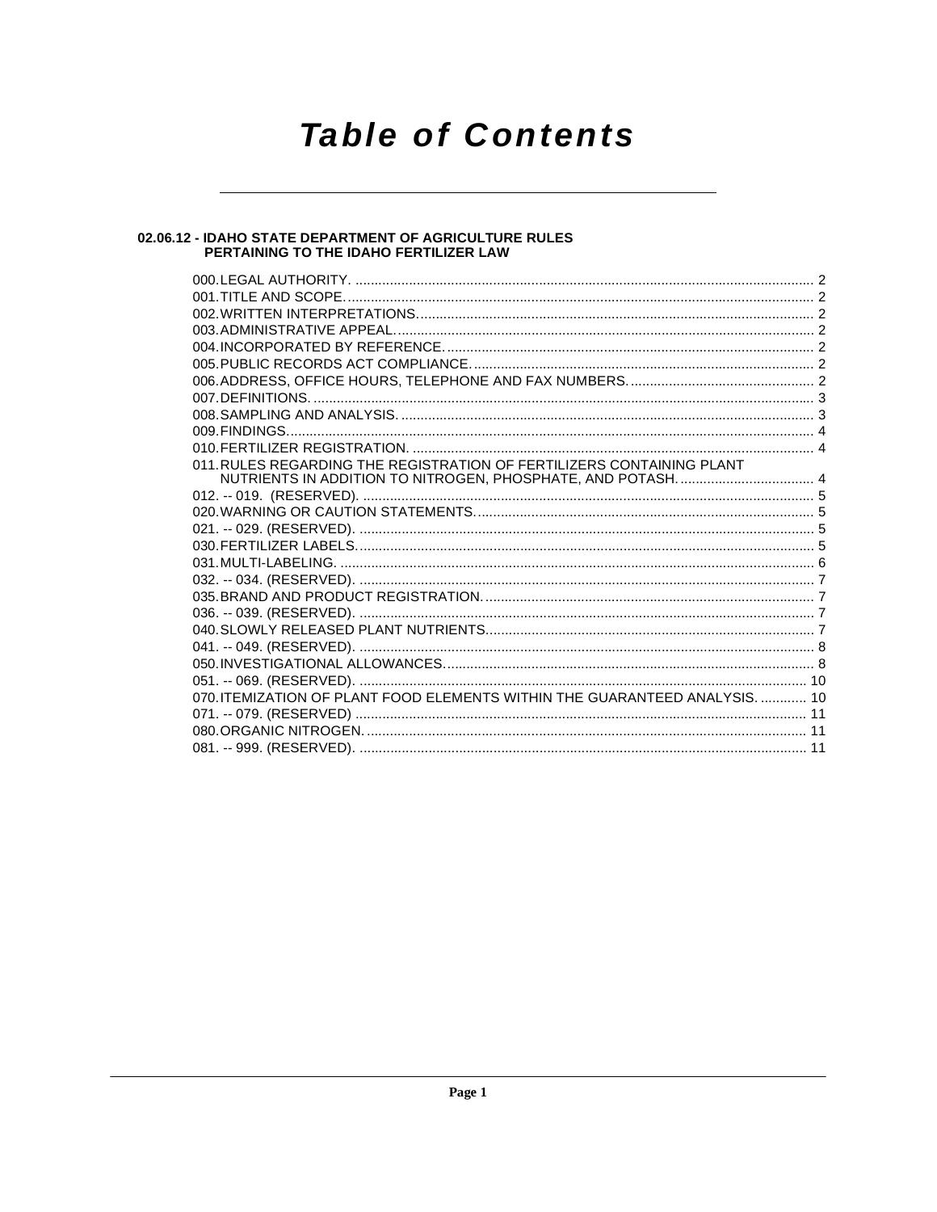# Table of Contents

## 02.06.12 - IDAHO STATE DEPARTMENT OF AGRICULTURE RULES PERTAINING TO THE IDAHO FERTILIZER LAW

000. LEGAL AUTHORITY. .......... 2
001. TITLE AND SCOPE. .......... 2
002. WRITTEN INTERPRETATIONS. .......... 2
003. ADMINISTRATIVE APPEAL. .......... 2
004. INCORPORATED BY REFERENCE. .......... 2
005. PUBLIC RECORDS ACT COMPLIANCE. .......... 2
006. ADDRESS, OFFICE HOURS, TELEPHONE AND FAX NUMBERS. .......... 2
007. DEFINITIONS. .......... 3
008. SAMPLING AND ANALYSIS. .......... 3
009. FINDINGS. .......... 4
010. FERTILIZER REGISTRATION. .......... 4
011. RULES REGARDING THE REGISTRATION OF FERTILIZERS CONTAINING PLANT NUTRIENTS IN ADDITION TO NITROGEN, PHOSPHATE, AND POTASH. .......... 4
012. -- 019. (RESERVED). .......... 5
020. WARNING OR CAUTION STATEMENTS. .......... 5
021. -- 029. (RESERVED). .......... 5
030. FERTILIZER LABELS. .......... 5
031. MULTI-LABELING. .......... 6
032. -- 034. (RESERVED). .......... 7
035. BRAND AND PRODUCT REGISTRATION. .......... 7
036. -- 039. (RESERVED). .......... 7
040. SLOWLY RELEASED PLANT NUTRIENTS. .......... 7
041. -- 049. (RESERVED). .......... 8
050. INVESTIGATIONAL ALLOWANCES. .......... 8
051. -- 069. (RESERVED). .......... 10
070. ITEMIZATION OF PLANT FOOD ELEMENTS WITHIN THE GUARANTEED ANALYSIS. .......... 10
071. -- 079. (RESERVED) .......... 11
080. ORGANIC NITROGEN. .......... 11
081. -- 999. (RESERVED). .......... 11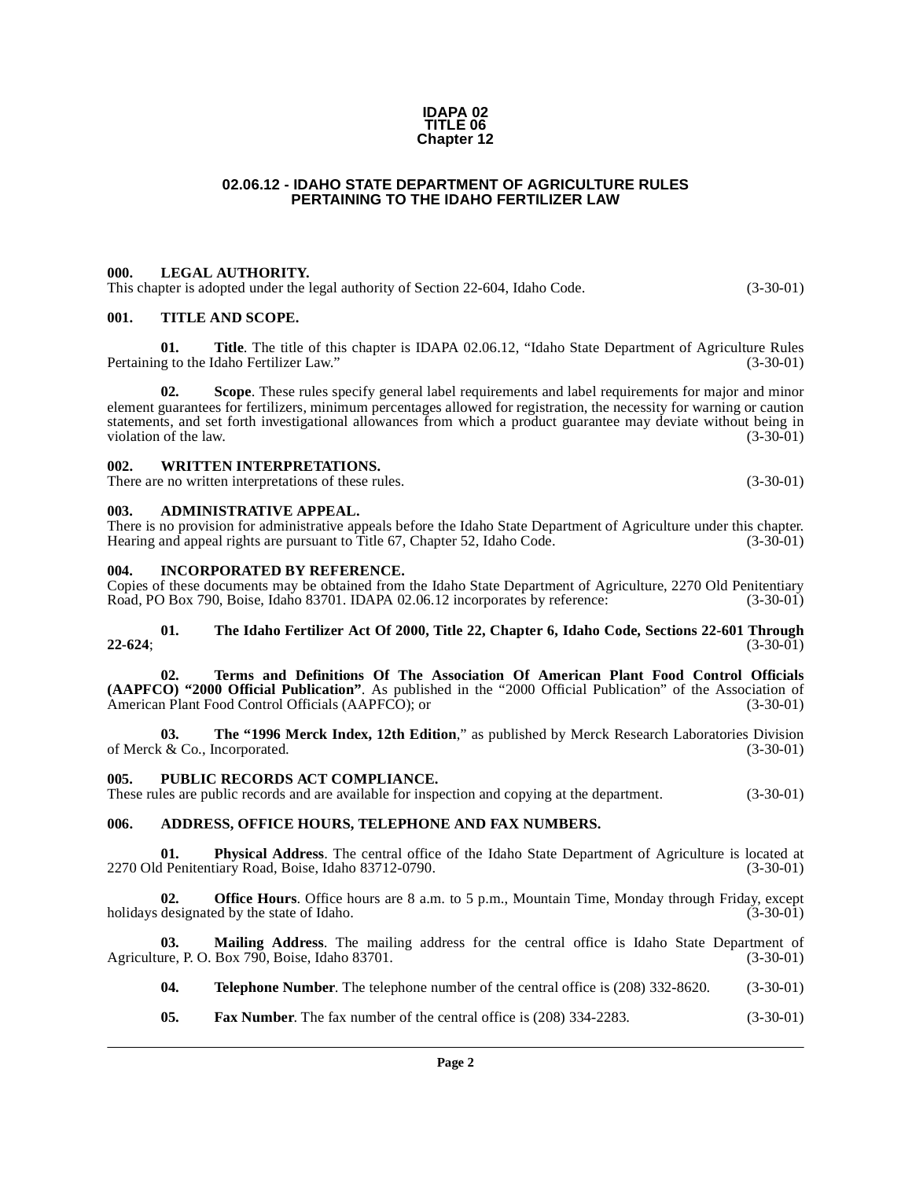**IDAPA 02**
**TITLE 06**
**Chapter 12**

# 02.06.12 - IDAHO STATE DEPARTMENT OF AGRICULTURE RULES PERTAINING TO THE IDAHO FERTILIZER LAW

**000. LEGAL AUTHORITY.**

This chapter is adopted under the legal authority of Section 22-604, Idaho Code. (3-30-01)

**001. TITLE AND SCOPE.**

**01. Title**. The title of this chapter is IDAPA 02.06.12, "Idaho State Department of Agriculture Rules Pertaining to the Idaho Fertilizer Law." (3-30-01)

**02. Scope**. These rules specify general label requirements and label requirements for major and minor element guarantees for fertilizers, minimum percentages allowed for registration, the necessity for warning or caution statements, and set forth investigational allowances from which a product guarantee may deviate without being in violation of the law. (3-30-01)

**002. WRITTEN INTERPRETATIONS.**

There are no written interpretations of these rules. (3-30-01)

**003. ADMINISTRATIVE APPEAL.**

There is no provision for administrative appeals before the Idaho State Department of Agriculture under this chapter. Hearing and appeal rights are pursuant to Title 67, Chapter 52, Idaho Code. (3-30-01)

**004. INCORPORATED BY REFERENCE.**

Copies of these documents may be obtained from the Idaho State Department of Agriculture, 2270 Old Penitentiary Road, PO Box 790, Boise, Idaho 83701. IDAPA 02.06.12 incorporates by reference: (3-30-01)

**01. The Idaho Fertilizer Act Of 2000, Title 22, Chapter 6, Idaho Code, Sections 22-601 Through 22-624**; (3-30-01)

**02. Terms and Definitions Of The Association Of American Plant Food Control Officials (AAPFCO) "2000 Official Publication"**. As published in the "2000 Official Publication" of the Association of American Plant Food Control Officials (AAPFCO); or (3-30-01)

**03. The "1996 Merck Index, 12th Edition**," as published by Merck Research Laboratories Division of Merck & Co., Incorporated. (3-30-01)

**005. PUBLIC RECORDS ACT COMPLIANCE.**

These rules are public records and are available for inspection and copying at the department. (3-30-01)

**006. ADDRESS, OFFICE HOURS, TELEPHONE AND FAX NUMBERS.**

**01. Physical Address**. The central office of the Idaho State Department of Agriculture is located at 2270 Old Penitentiary Road, Boise, Idaho 83712-0790. (3-30-01)

**02. Office Hours**. Office hours are 8 a.m. to 5 p.m., Mountain Time, Monday through Friday, except holidays designated by the state of Idaho. (3-30-01)

**03. Mailing Address**. The mailing address for the central office is Idaho State Department of Agriculture, P. O. Box 790, Boise, Idaho 83701. (3-30-01)

**04. Telephone Number**. The telephone number of the central office is (208) 332-8620. (3-30-01)

**05. Fax Number**. The fax number of the central office is (208) 334-2283. (3-30-01)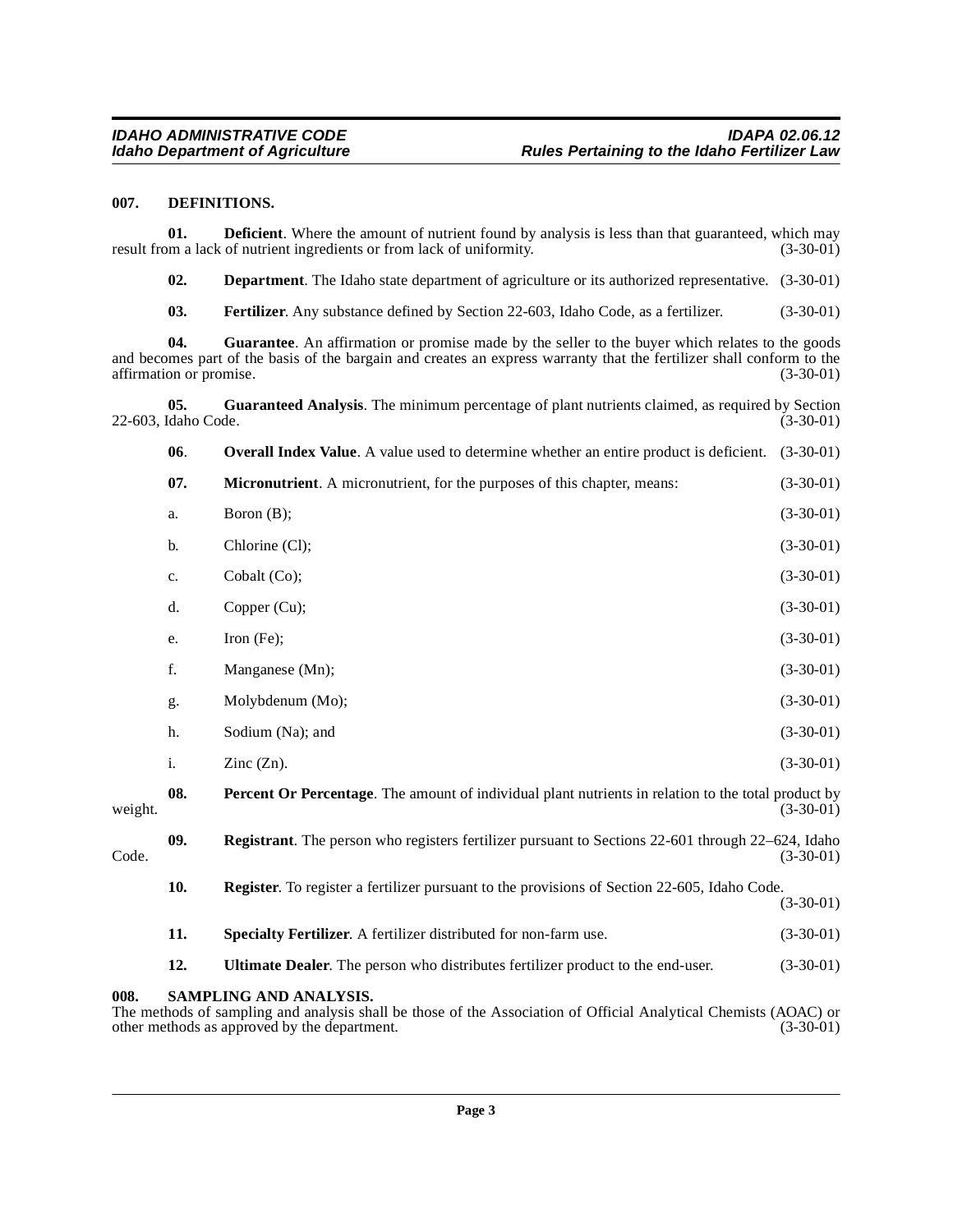## 007. DEFINITIONS.

**01. Deficient**. Where the amount of nutrient found by analysis is less than that guaranteed, which may result from a lack of nutrient ingredients or from lack of uniformity. (3-30-01)

**02. Department**. The Idaho state department of agriculture or its authorized representative. (3-30-01)

**03. Fertilizer**. Any substance defined by Section 22-603, Idaho Code, as a fertilizer. (3-30-01)

**04. Guarantee**. An affirmation or promise made by the seller to the buyer which relates to the goods and becomes part of the basis of the bargain and creates an express warranty that the fertilizer shall conform to the affirmation or promise. (3-30-01)

**05. Guaranteed Analysis**. The minimum percentage of plant nutrients claimed, as required by Section 22-603, Idaho Code. (3-30-01)

**06. Overall Index Value**. A value used to determine whether an entire product is deficient. (3-30-01)

**07. Micronutrient**. A micronutrient, for the purposes of this chapter, means: (3-30-01)

a. Boron (B); (3-30-01)

b. Chlorine (Cl); (3-30-01)

c. Cobalt (Co); (3-30-01)

d. Copper (Cu); (3-30-01)

e. Iron (Fe); (3-30-01)

f. Manganese (Mn); (3-30-01)

g. Molybdenum (Mo); (3-30-01)

h. Sodium (Na); and (3-30-01)

i. Zinc (Zn). (3-30-01)

**08. Percent Or Percentage**. The amount of individual plant nutrients in relation to the total product by weight. (3-30-01)

**09. Registrant**. The person who registers fertilizer pursuant to Sections 22-601 through 22–624, Idaho Code. (3-30-01)

**10. Register**. To register a fertilizer pursuant to the provisions of Section 22-605, Idaho Code. (3-30-01)

**11. Specialty Fertilizer**. A fertilizer distributed for non-farm use. (3-30-01)

**12. Ultimate Dealer**. The person who distributes fertilizer product to the end-user. (3-30-01)

## 008. SAMPLING AND ANALYSIS.

The methods of sampling and analysis shall be those of the Association of Official Analytical Chemists (AOAC) or other methods as approved by the department. (3-30-01)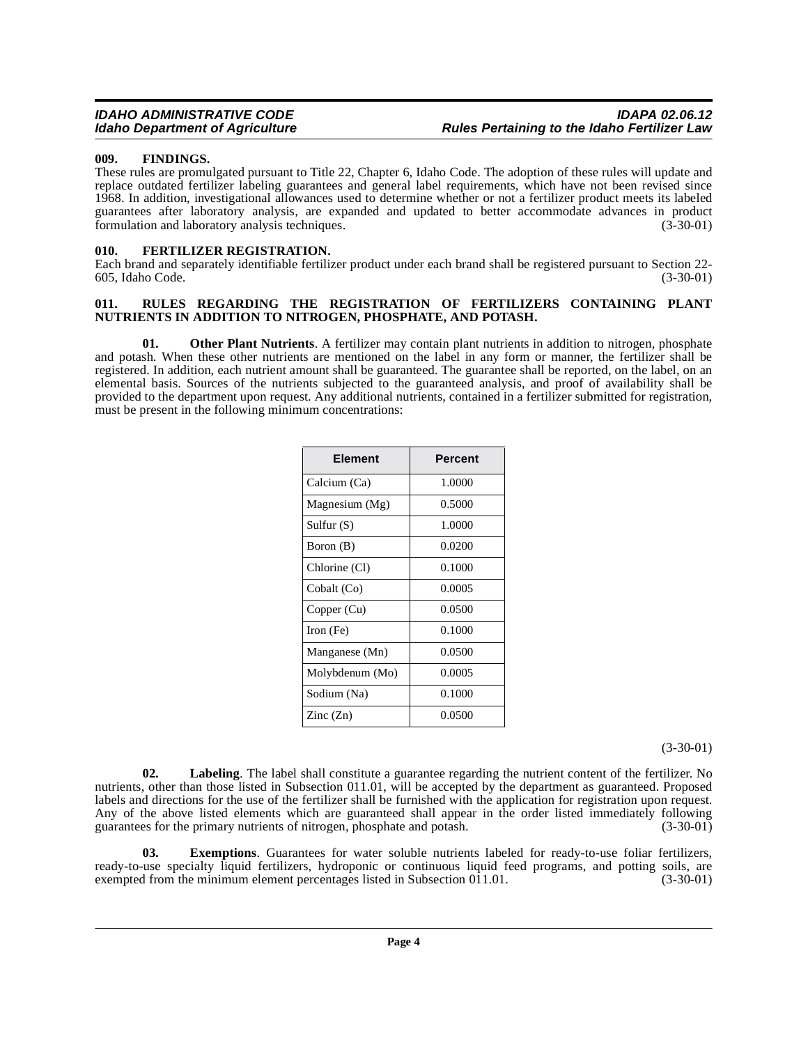## 009. FINDINGS.

These rules are promulgated pursuant to Title 22, Chapter 6, Idaho Code. The adoption of these rules will update and replace outdated fertilizer labeling guarantees and general label requirements, which have not been revised since 1968. In addition, investigational allowances used to determine whether or not a fertilizer product meets its labeled guarantees after laboratory analysis, are expanded and updated to better accommodate advances in product formulation and laboratory analysis techniques. (3-30-01)

## 010. FERTILIZER REGISTRATION.

Each brand and separately identifiable fertilizer product under each brand shall be registered pursuant to Section 22-605, Idaho Code. (3-30-01)

## 011. RULES REGARDING THE REGISTRATION OF FERTILIZERS CONTAINING PLANT NUTRIENTS IN ADDITION TO NITROGEN, PHOSPHATE, AND POTASH.

**01. Other Plant Nutrients**. A fertilizer may contain plant nutrients in addition to nitrogen, phosphate and potash. When these other nutrients are mentioned on the label in any form or manner, the fertilizer shall be registered. In addition, each nutrient amount shall be guaranteed. The guarantee shall be reported, on the label, on an elemental basis. Sources of the nutrients subjected to the guaranteed analysis, and proof of availability shall be provided to the department upon request. Any additional nutrients, contained in a fertilizer submitted for registration, must be present in the following minimum concentrations:

| Element | Percent |
|---|---|
| Calcium (Ca) | 1.0000 |
| Magnesium (Mg) | 0.5000 |
| Sulfur (S) | 1.0000 |
| Boron (B) | 0.0200 |
| Chlorine (Cl) | 0.1000 |
| Cobalt (Co) | 0.0005 |
| Copper (Cu) | 0.0500 |
| Iron (Fe) | 0.1000 |
| Manganese (Mn) | 0.0500 |
| Molybdenum (Mo) | 0.0005 |
| Sodium (Na) | 0.1000 |
| Zinc (Zn) | 0.0500 |

(3-30-01)

**02. Labeling**. The label shall constitute a guarantee regarding the nutrient content of the fertilizer. No nutrients, other than those listed in Subsection 011.01, will be accepted by the department as guaranteed. Proposed labels and directions for the use of the fertilizer shall be furnished with the application for registration upon request. Any of the above listed elements which are guaranteed shall appear in the order listed immediately following guarantees for the primary nutrients of nitrogen, phosphate and potash. (3-30-01)

**03. Exemptions**. Guarantees for water soluble nutrients labeled for ready-to-use foliar fertilizers, ready-to-use specialty liquid fertilizers, hydroponic or continuous liquid feed programs, and potting soils, are exempted from the minimum element percentages listed in Subsection 011.01. (3-30-01)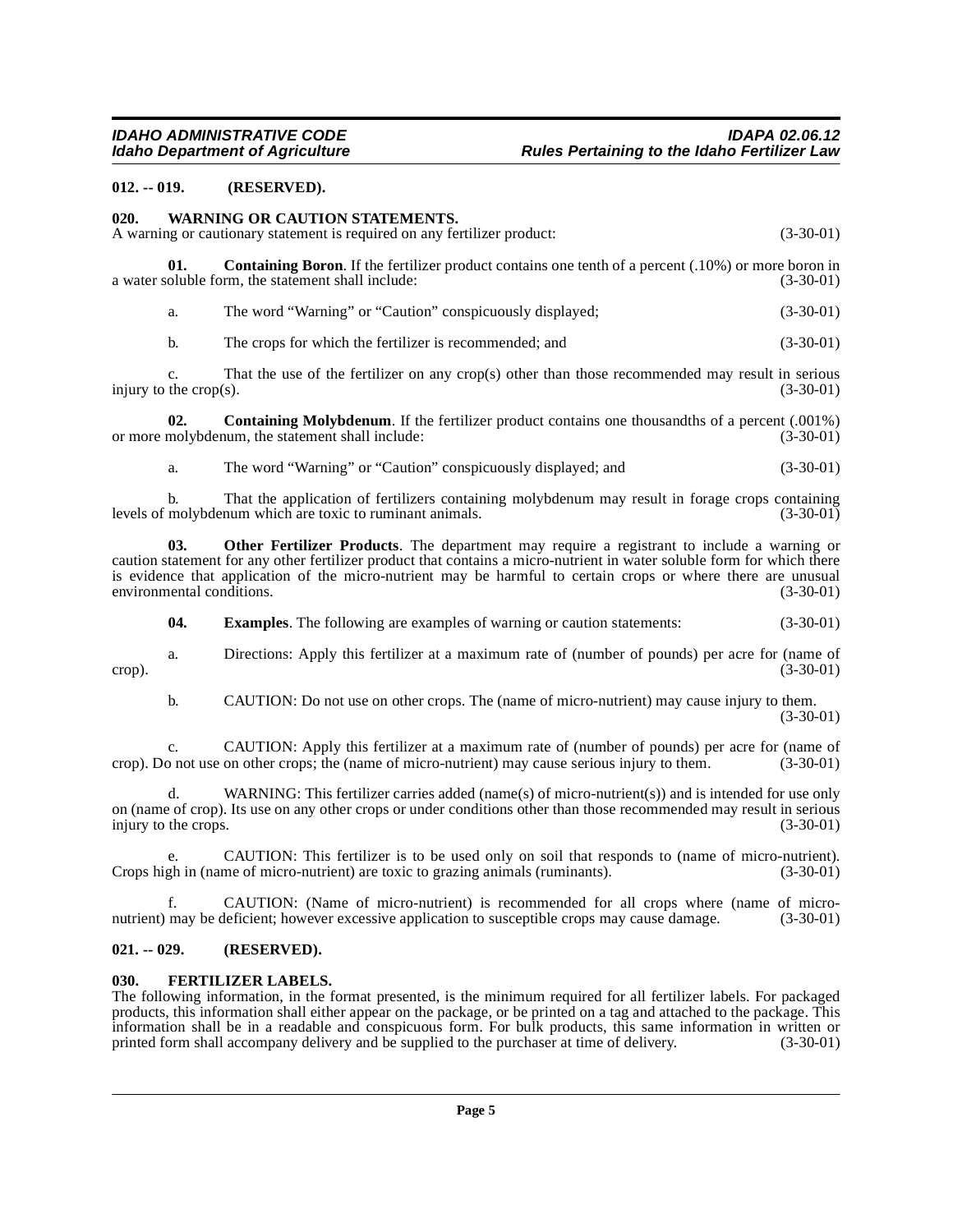**012. -- 019. (RESERVED).**

**020. WARNING OR CAUTION STATEMENTS.**

A warning or cautionary statement is required on any fertilizer product: (3-30-01)

**01. Containing Boron**. If the fertilizer product contains one tenth of a percent (.10%) or more boron in a water soluble form, the statement shall include: (3-30-01)

a. The word "Warning" or "Caution" conspicuously displayed; (3-30-01)

b. The crops for which the fertilizer is recommended; and (3-30-01)

c. That the use of the fertilizer on any crop(s) other than those recommended may result in serious injury to the crop(s). (3-30-01)

**02. Containing Molybdenum**. If the fertilizer product contains one thousandths of a percent (.001%) or more molybdenum, the statement shall include: (3-30-01)

a. The word "Warning" or "Caution" conspicuously displayed; and (3-30-01)

b. That the application of fertilizers containing molybdenum may result in forage crops containing levels of molybdenum which are toxic to ruminant animals. (3-30-01)

**03. Other Fertilizer Products**. The department may require a registrant to include a warning or caution statement for any other fertilizer product that contains a micro-nutrient in water soluble form for which there is evidence that application of the micro-nutrient may be harmful to certain crops or where there are unusual environmental conditions. (3-30-01)

**04. Examples**. The following are examples of warning or caution statements: (3-30-01)

a. Directions: Apply this fertilizer at a maximum rate of (number of pounds) per acre for (name of crop). (3-30-01)

b. CAUTION: Do not use on other crops. The (name of micro-nutrient) may cause injury to them. (3-30-01)

c. CAUTION: Apply this fertilizer at a maximum rate of (number of pounds) per acre for (name of crop). Do not use on other crops; the (name of micro-nutrient) may cause serious injury to them. (3-30-01)

d. WARNING: This fertilizer carries added (name(s) of micro-nutrient(s)) and is intended for use only on (name of crop). Its use on any other crops or under conditions other than those recommended may result in serious injury to the crops. (3-30-01)

e. CAUTION: This fertilizer is to be used only on soil that responds to (name of micro-nutrient). Crops high in (name of micro-nutrient) are toxic to grazing animals (ruminants). (3-30-01)

f. CAUTION: (Name of micro-nutrient) is recommended for all crops where (name of micro-nutrient) may be deficient; however excessive application to susceptible crops may cause damage. (3-30-01)

**021. -- 029. (RESERVED).**

**030. FERTILIZER LABELS.**

The following information, in the format presented, is the minimum required for all fertilizer labels. For packaged products, this information shall either appear on the package, or be printed on a tag and attached to the package. This information shall be in a readable and conspicuous form. For bulk products, this same information in written or printed form shall accompany delivery and be supplied to the purchaser at time of delivery. (3-30-01)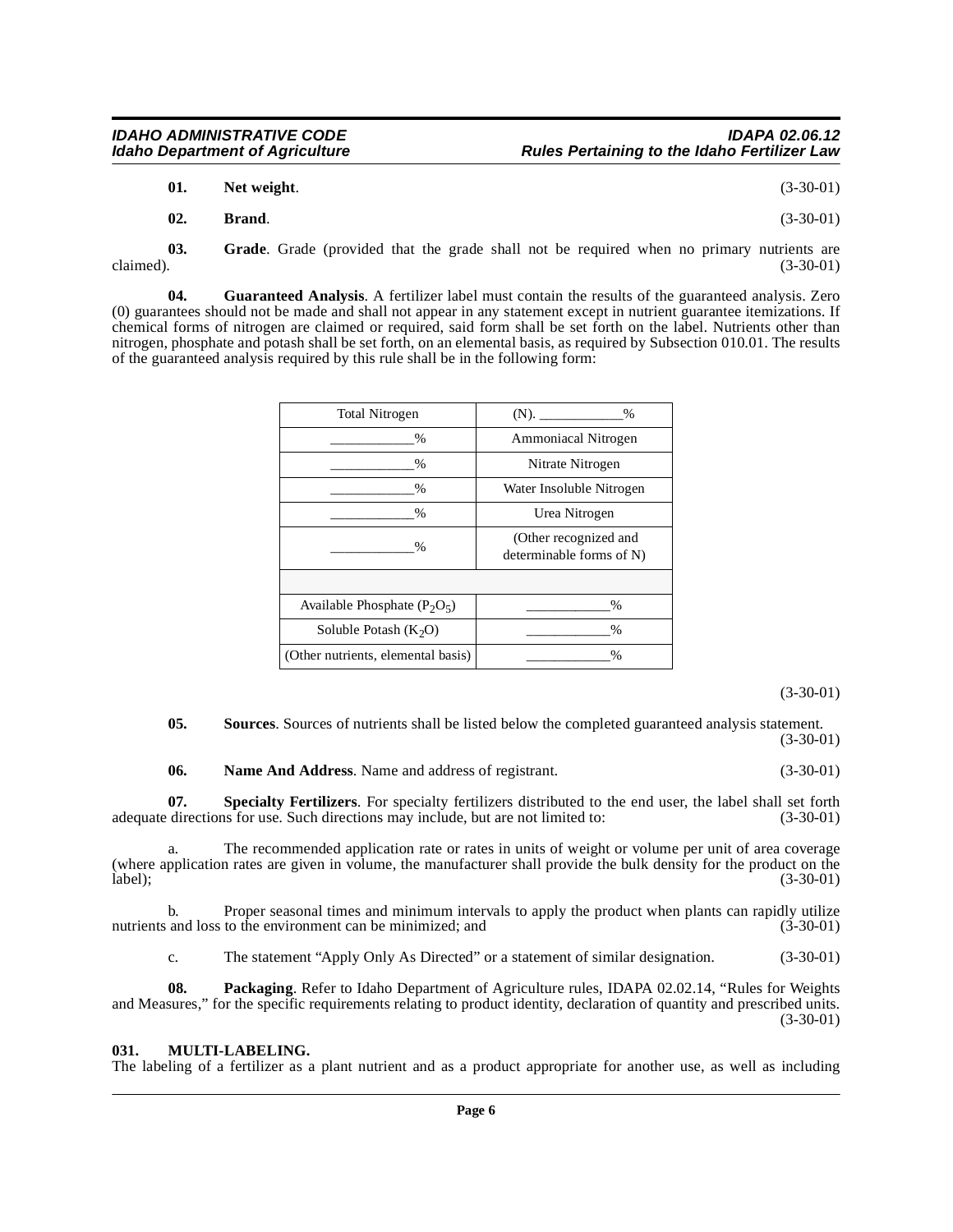**01. Net weight**. (3-30-01)

**02. Brand**. (3-30-01)

**03. Grade**. Grade (provided that the grade shall not be required when no primary nutrients are claimed). (3-30-01)

**04. Guaranteed Analysis**. A fertilizer label must contain the results of the guaranteed analysis. Zero (0) guarantees should not be made and shall not appear in any statement except in nutrient guarantee itemizations. If chemical forms of nitrogen are claimed or required, said form shall be set forth on the label. Nutrients other than nitrogen, phosphate and potash shall be set forth, on an elemental basis, as required by Subsection 010.01. The results of the guaranteed analysis required by this rule shall be in the following form:

| Total Nitrogen | (N). ____________% |
|---|---|
| ____________% | Ammoniacal Nitrogen |
| ____________% | Nitrate Nitrogen |
| ____________% | Water Insoluble Nitrogen |
| ____________% | Urea Nitrogen |
| ____________% | (Other recognized and determinable forms of N) |
| | |
| Available Phosphate ($P_2O_5$) | ____________% |
| Soluble Potash ($K_2O$) | ____________% |
| (Other nutrients, elemental basis) | ____________% |

(3-30-01)

**05. Sources**. Sources of nutrients shall be listed below the completed guaranteed analysis statement. (3-30-01)

**06. Name And Address**. Name and address of registrant. (3-30-01)

**07. Specialty Fertilizers**. For specialty fertilizers distributed to the end user, the label shall set forth adequate directions for use. Such directions may include, but are not limited to: (3-30-01)

a. The recommended application rate or rates in units of weight or volume per unit of area coverage (where application rates are given in volume, the manufacturer shall provide the bulk density for the product on the label); (3-30-01)

b. Proper seasonal times and minimum intervals to apply the product when plants can rapidly utilize nutrients and loss to the environment can be minimized; and (3-30-01)

c. The statement "Apply Only As Directed" or a statement of similar designation. (3-30-01)

**08. Packaging**. Refer to Idaho Department of Agriculture rules, IDAPA 02.02.14, "Rules for Weights and Measures," for the specific requirements relating to product identity, declaration of quantity and prescribed units. (3-30-01)

## 031. MULTI-LABELING.

The labeling of a fertilizer as a plant nutrient and as a product appropriate for another use, as well as including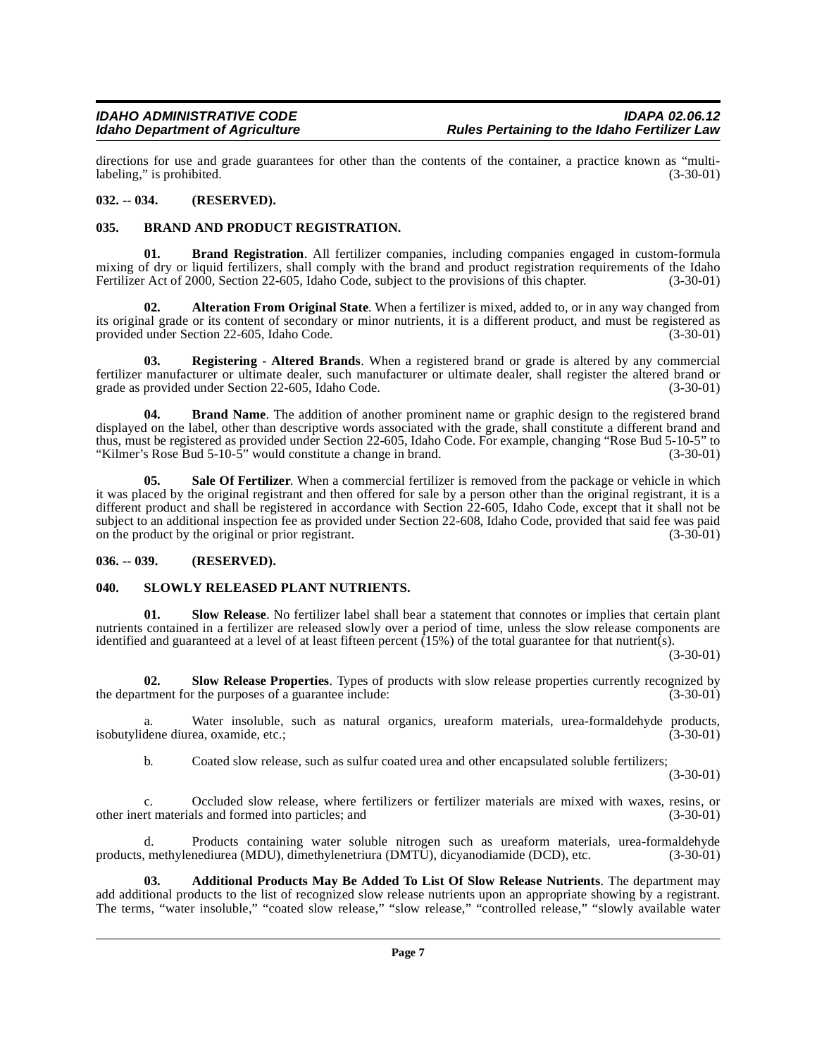directions for use and grade guarantees for other than the contents of the container, a practice known as "multi-labeling," is prohibited. (3-30-01)

### 032. -- 034. (RESERVED).

### 035. BRAND AND PRODUCT REGISTRATION.

**01. Brand Registration**. All fertilizer companies, including companies engaged in custom-formula mixing of dry or liquid fertilizers, shall comply with the brand and product registration requirements of the Idaho Fertilizer Act of 2000, Section 22-605, Idaho Code, subject to the provisions of this chapter. (3-30-01)

**02. Alteration From Original State**. When a fertilizer is mixed, added to, or in any way changed from its original grade or its content of secondary or minor nutrients, it is a different product, and must be registered as provided under Section 22-605, Idaho Code. (3-30-01)

**03. Registering - Altered Brands**. When a registered brand or grade is altered by any commercial fertilizer manufacturer or ultimate dealer, such manufacturer or ultimate dealer, shall register the altered brand or grade as provided under Section 22-605, Idaho Code. (3-30-01)

**04. Brand Name**. The addition of another prominent name or graphic design to the registered brand displayed on the label, other than descriptive words associated with the grade, shall constitute a different brand and thus, must be registered as provided under Section 22-605, Idaho Code. For example, changing "Rose Bud 5-10-5" to "Kilmer's Rose Bud 5-10-5" would constitute a change in brand. (3-30-01)

**05. Sale Of Fertilizer**. When a commercial fertilizer is removed from the package or vehicle in which it was placed by the original registrant and then offered for sale by a person other than the original registrant, it is a different product and shall be registered in accordance with Section 22-605, Idaho Code, except that it shall not be subject to an additional inspection fee as provided under Section 22-608, Idaho Code, provided that said fee was paid on the product by the original or prior registrant. (3-30-01)

### 036. -- 039. (RESERVED).

### 040. SLOWLY RELEASED PLANT NUTRIENTS.

**01. Slow Release**. No fertilizer label shall bear a statement that connotes or implies that certain plant nutrients contained in a fertilizer are released slowly over a period of time, unless the slow release components are identified and guaranteed at a level of at least fifteen percent (15%) of the total guarantee for that nutrient(s). (3-30-01)

**02. Slow Release Properties**. Types of products with slow release properties currently recognized by the department for the purposes of a guarantee include: (3-30-01)

a. Water insoluble, such as natural organics, ureaform materials, urea-formaldehyde products, isobutylidene diurea, oxamide, etc.; (3-30-01)

b. Coated slow release, such as sulfur coated urea and other encapsulated soluble fertilizers; (3-30-01)

c. Occluded slow release, where fertilizers or fertilizer materials are mixed with waxes, resins, or other inert materials and formed into particles; and (3-30-01)

d. Products containing water soluble nitrogen such as ureaform materials, urea-formaldehyde products, methylenediurea (MDU), dimethylenetriura (DMTU), dicyanodiamide (DCD), etc. (3-30-01)

**03. Additional Products May Be Added To List Of Slow Release Nutrients**. The department may add additional products to the list of recognized slow release nutrients upon an appropriate showing by a registrant. The terms, "water insoluble," "coated slow release," "slow release," "controlled release," "slowly available water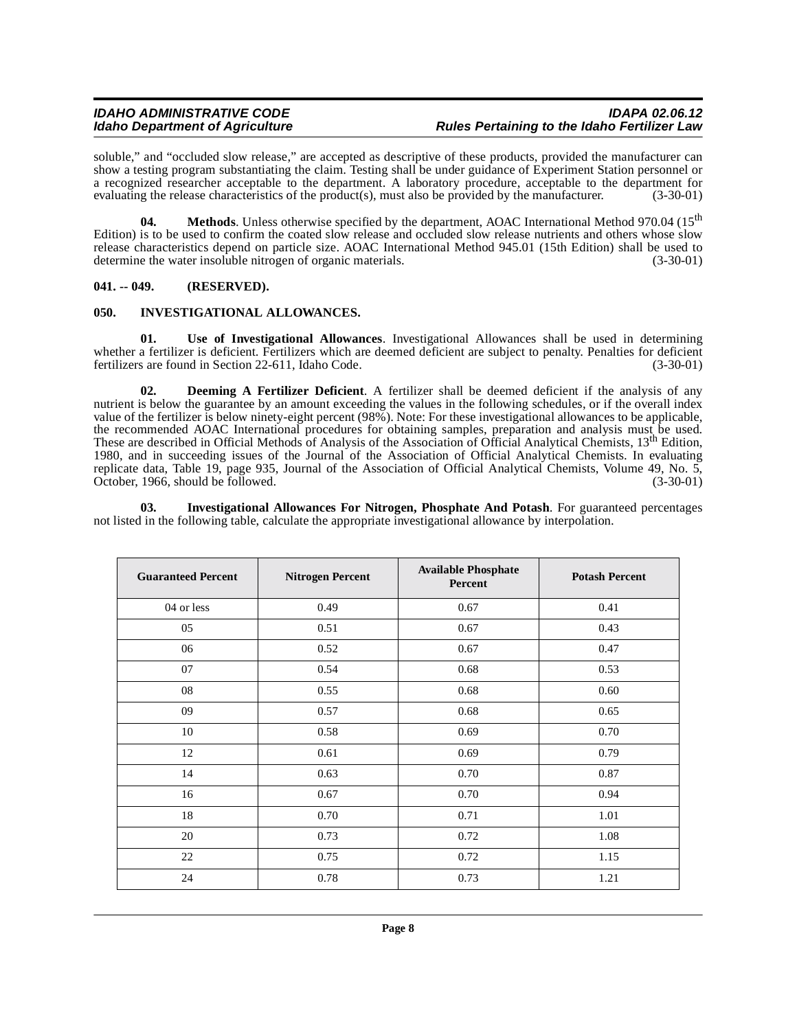soluble," and "occluded slow release," are accepted as descriptive of these products, provided the manufacturer can show a testing program substantiating the claim. Testing shall be under guidance of Experiment Station personnel or a recognized researcher acceptable to the department. A laboratory procedure, acceptable to the department for evaluating the release characteristics of the product(s), must also be provided by the manufacturer. (3-30-01)

**04. Methods**. Unless otherwise specified by the department, AOAC International Method 970.04 (15th Edition) is to be used to confirm the coated slow release and occluded slow release nutrients and others whose slow release characteristics depend on particle size. AOAC International Method 945.01 (15th Edition) shall be used to determine the water insoluble nitrogen of organic materials. (3-30-01)

## 041. -- 049. (RESERVED).

## 050. INVESTIGATIONAL ALLOWANCES.

**01. Use of Investigational Allowances**. Investigational Allowances shall be used in determining whether a fertilizer is deficient. Fertilizers which are deemed deficient are subject to penalty. Penalties for deficient fertilizers are found in Section 22-611, Idaho Code. (3-30-01)

**02. Deeming A Fertilizer Deficient**. A fertilizer shall be deemed deficient if the analysis of any nutrient is below the guarantee by an amount exceeding the values in the following schedules, or if the overall index value of the fertilizer is below ninety-eight percent (98%). Note: For these investigational allowances to be applicable, the recommended AOAC International procedures for obtaining samples, preparation and analysis must be used. These are described in Official Methods of Analysis of the Association of Official Analytical Chemists, 13th Edition, 1980, and in succeeding issues of the Journal of the Association of Official Analytical Chemists. In evaluating replicate data, Table 19, page 935, Journal of the Association of Official Analytical Chemists, Volume 49, No. 5, October, 1966, should be followed. (3-30-01)

**03. Investigational Allowances For Nitrogen, Phosphate And Potash**. For guaranteed percentages not listed in the following table, calculate the appropriate investigational allowance by interpolation.

| Guaranteed Percent | Nitrogen Percent | Available Phosphate Percent | Potash Percent |
|---|---|---|---|
| 04 or less | 0.49 | 0.67 | 0.41 |
| 05 | 0.51 | 0.67 | 0.43 |
| 06 | 0.52 | 0.67 | 0.47 |
| 07 | 0.54 | 0.68 | 0.53 |
| 08 | 0.55 | 0.68 | 0.60 |
| 09 | 0.57 | 0.68 | 0.65 |
| 10 | 0.58 | 0.69 | 0.70 |
| 12 | 0.61 | 0.69 | 0.79 |
| 14 | 0.63 | 0.70 | 0.87 |
| 16 | 0.67 | 0.70 | 0.94 |
| 18 | 0.70 | 0.71 | 1.01 |
| 20 | 0.73 | 0.72 | 1.08 |
| 22 | 0.75 | 0.72 | 1.15 |
| 24 | 0.78 | 0.73 | 1.21 |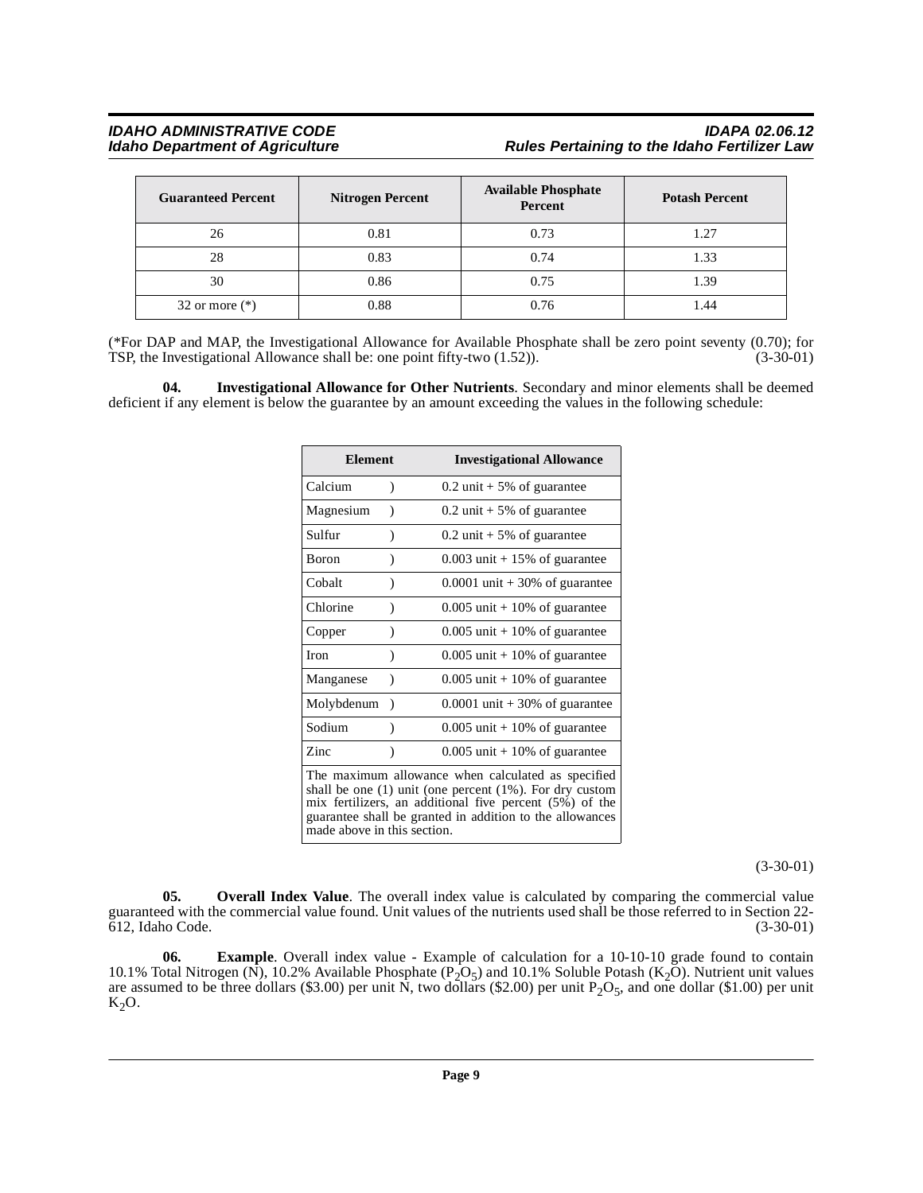| Guaranteed Percent | Nitrogen Percent | Available Phosphate Percent | Potash Percent |
|---|---|---|---|
| 26 | 0.81 | 0.73 | 1.27 |
| 28 | 0.83 | 0.74 | 1.33 |
| 30 | 0.86 | 0.75 | 1.39 |
| 32 or more (*) | 0.88 | 0.76 | 1.44 |

(*For DAP and MAP, the Investigational Allowance for Available Phosphate shall be zero point seventy (0.70); for TSP, the Investigational Allowance shall be: one point fifty-two (1.52)). (3-30-01)

**04. Investigational Allowance for Other Nutrients**. Secondary and minor elements shall be deemed deficient if any element is below the guarantee by an amount exceeding the values in the following schedule:

| Element | | Investigational Allowance |
|---|---|---|
| Calcium | ) | 0.2 unit + 5% of guarantee |
| Magnesium | ) | 0.2 unit + 5% of guarantee |
| Sulfur | ) | 0.2 unit + 5% of guarantee |
| Boron | ) | 0.003 unit + 15% of guarantee |
| Cobalt | ) | 0.0001 unit + 30% of guarantee |
| Chlorine | ) | 0.005 unit + 10% of guarantee |
| Copper | ) | 0.005 unit + 10% of guarantee |
| Iron | ) | 0.005 unit + 10% of guarantee |
| Manganese | ) | 0.005 unit + 10% of guarantee |
| Molybdenum | ) | 0.0001 unit + 30% of guarantee |
| Sodium | ) | 0.005 unit + 10% of guarantee |
| Zinc | ) | 0.005 unit + 10% of guarantee |
| The maximum allowance when calculated as specified shall be one (1) unit (one percent (1%). For dry custom mix fertilizers, an additional five percent (5%) of the guarantee shall be granted in addition to the allowances made above in this section. | | |

(3-30-01)

**05. Overall Index Value**. The overall index value is calculated by comparing the commercial value guaranteed with the commercial value found. Unit values of the nutrients used shall be those referred to in Section 22-612, Idaho Code. (3-30-01)

**06. Example**. Overall index value - Example of calculation for a 10-10-10 grade found to contain 10.1% Total Nitrogen (N), 10.2% Available Phosphate ($P_2O_5$) and 10.1% Soluble Potash ($K_2O$). Nutrient unit values are assumed to be three dollars ($3.00) per unit N, two dollars ($2.00) per unit $P_2O_5$, and one dollar ($1.00) per unit $K_2O$.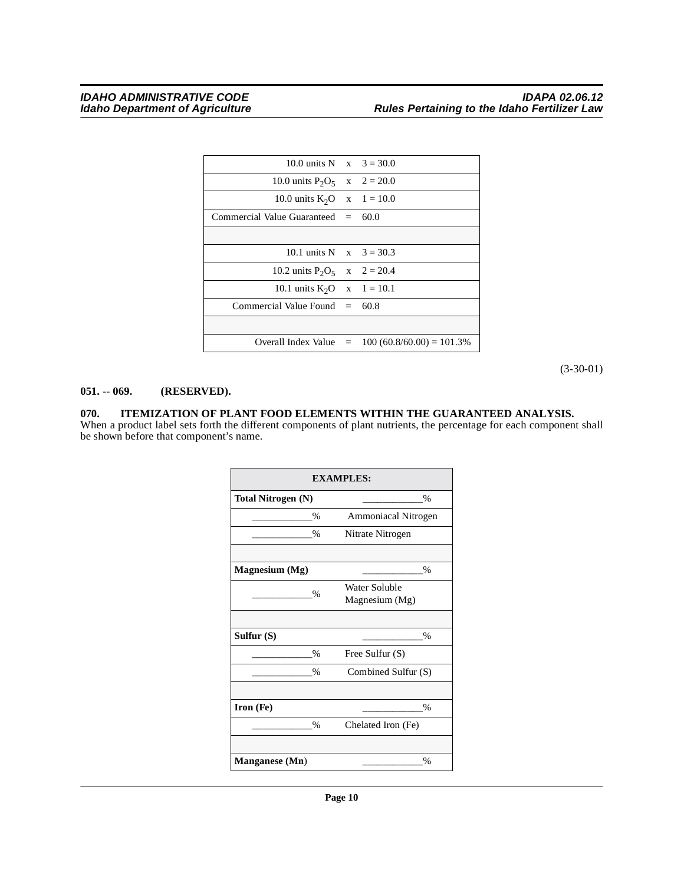| | | |
|---|---|---|
| 10.0 units N | x | 3 = 30.0 |
| 10.0 units $P_2O_5$ | x | 2 = 20.0 |
| 10.0 units $K_2O$ | x | 1 = 10.0 |
| Commercial Value Guaranteed | = | 60.0 |
| | | |
| 10.1 units N | x | 3 = 30.3 |
| 10.2 units $P_2O_5$ | x | 2 = 20.4 |
| 10.1 units $K_2O$ | x | 1 = 10.1 |
| Commercial Value Found | = | 60.8 |
| | | |
| Overall Index Value | = | 100 (60.8/60.00) = 101.3% |

(3-30-01)

**051. -- 069. (RESERVED).**

**070. ITEMIZATION OF PLANT FOOD ELEMENTS WITHIN THE GUARANTEED ANALYSIS.**

When a product label sets forth the different components of plant nutrients, the percentage for each component shall be shown before that component's name.

| EXAMPLES: | |
|---|---|
| **Total Nitrogen (N)** | ___________% |
| ___________% | Ammoniacal Nitrogen |
| ___________% | Nitrate Nitrogen |
| | |
| **Magnesium (Mg)** | ___________% |
| ___________% | Water Soluble Magnesium (Mg) |
| | |
| **Sulfur (S)** | ___________% |
| ___________% | Free Sulfur (S) |
| ___________% | Combined Sulfur (S) |
| | |
| **Iron (Fe)** | ___________% |
| ___________% | Chelated Iron (Fe) |
| | |
| **Manganese (Mn)** | ___________% |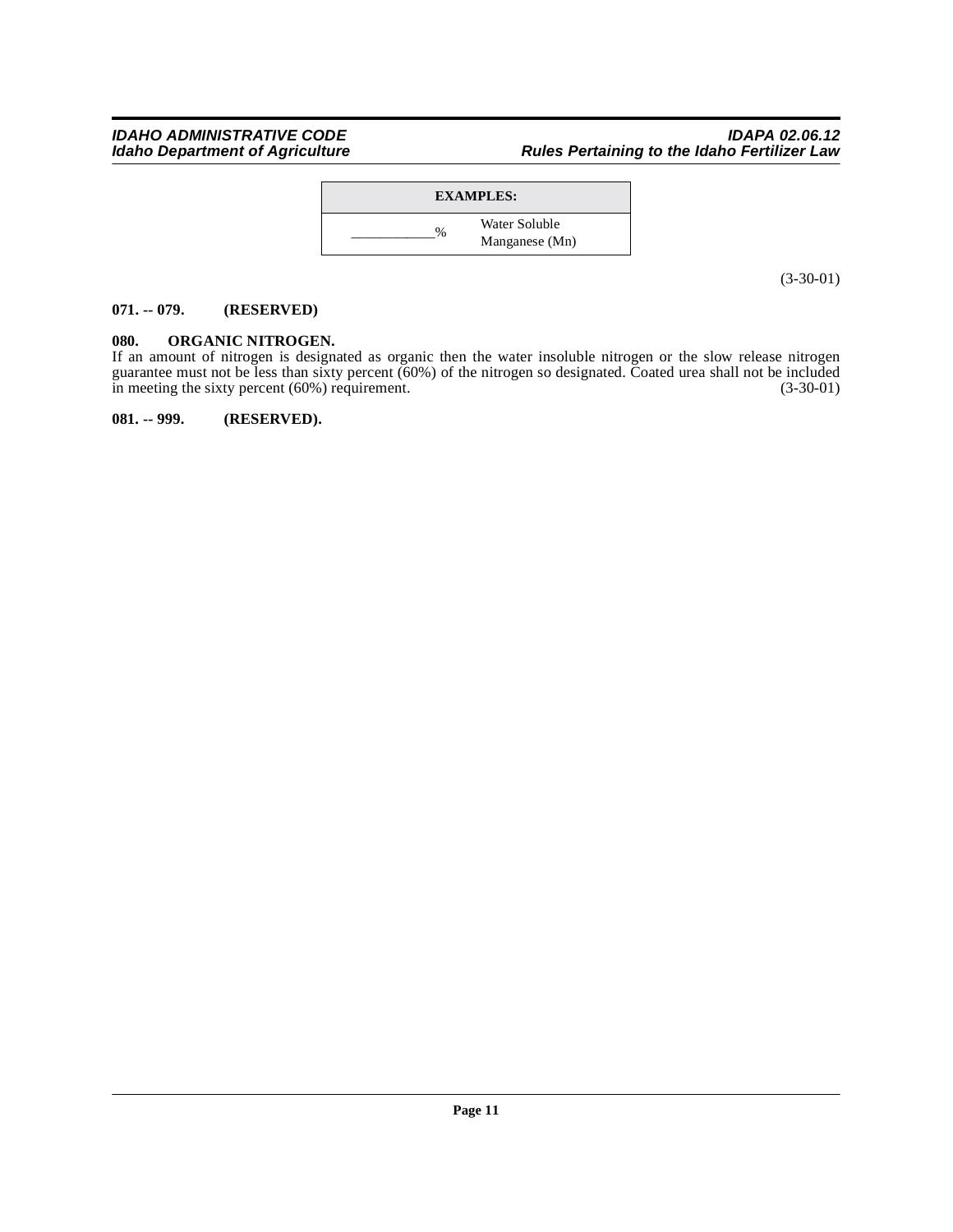| EXAMPLES: | |
|---|---|
| ___________% | Water Soluble Manganese (Mn) |

(3-30-01)

**071. -- 079. (RESERVED)**

**080. ORGANIC NITROGEN.**

If an amount of nitrogen is designated as organic then the water insoluble nitrogen or the slow release nitrogen guarantee must not be less than sixty percent (60%) of the nitrogen so designated. Coated urea shall not be included in meeting the sixty percent (60%) requirement. (3-30-01)

**081. -- 999. (RESERVED).**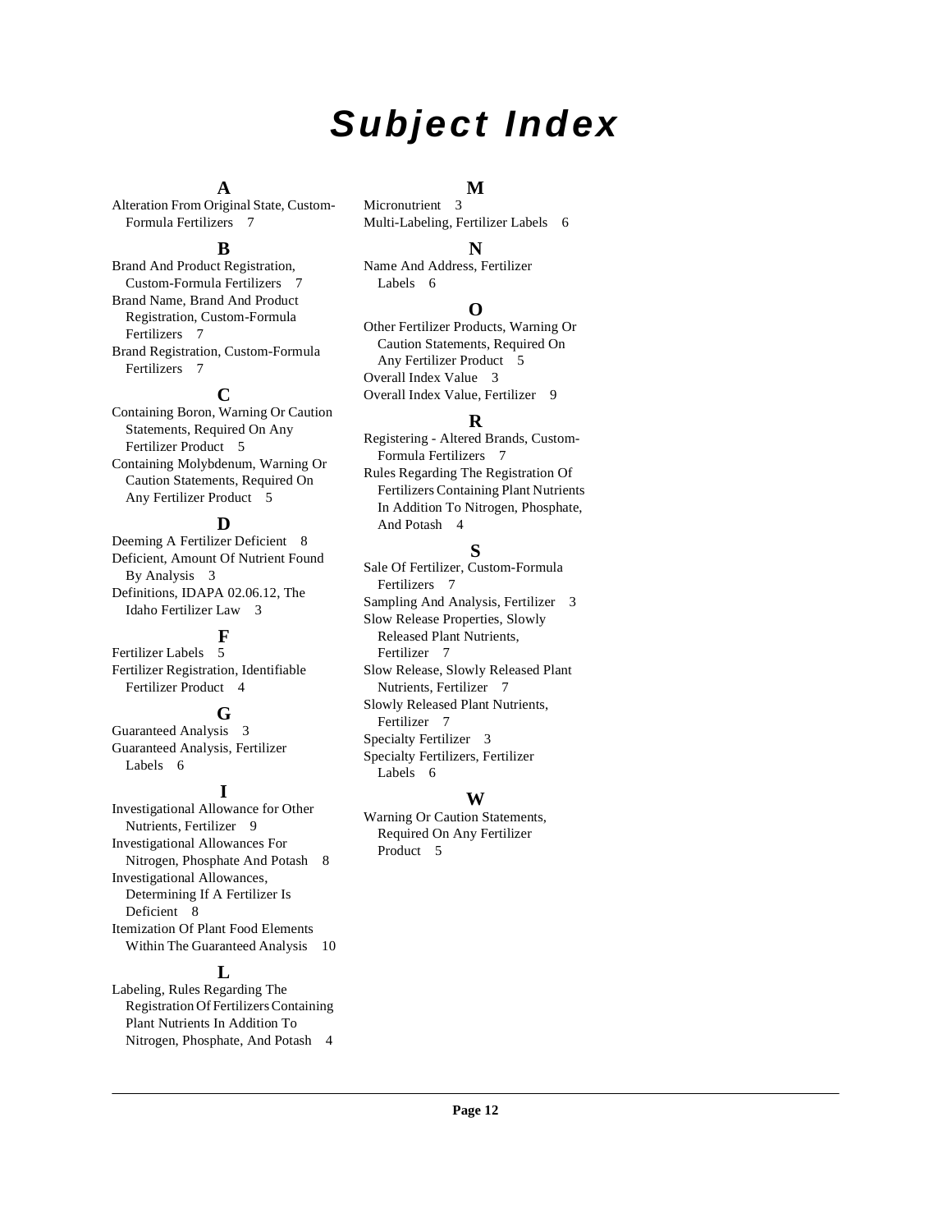# *Subject Index*

### A

Alteration From Original State, Custom-Formula Fertilizers 7

### B

Brand And Product Registration, Custom-Formula Fertilizers 7

Brand Name, Brand And Product Registration, Custom-Formula Fertilizers 7

Brand Registration, Custom-Formula Fertilizers 7

### C

Containing Boron, Warning Or Caution Statements, Required On Any Fertilizer Product 5

Containing Molybdenum, Warning Or Caution Statements, Required On Any Fertilizer Product 5

### D

Deeming A Fertilizer Deficient 8

Deficient, Amount Of Nutrient Found By Analysis 3

Definitions, IDAPA 02.06.12, The Idaho Fertilizer Law 3

### F

Fertilizer Labels 5

Fertilizer Registration, Identifiable Fertilizer Product 4

### G

Guaranteed Analysis 3

Guaranteed Analysis, Fertilizer Labels 6

### I

Investigational Allowance for Other Nutrients, Fertilizer 9

Investigational Allowances For Nitrogen, Phosphate And Potash 8

Investigational Allowances, Determining If A Fertilizer Is Deficient 8

Itemization Of Plant Food Elements Within The Guaranteed Analysis 10

### L

Labeling, Rules Regarding The Registration Of Fertilizers Containing Plant Nutrients In Addition To Nitrogen, Phosphate, And Potash 4

### M

Micronutrient 3

Multi-Labeling, Fertilizer Labels 6

### N

Name And Address, Fertilizer Labels 6

### O

Other Fertilizer Products, Warning Or Caution Statements, Required On Any Fertilizer Product 5

Overall Index Value 3

Overall Index Value, Fertilizer 9

### R

Registering - Altered Brands, Custom-Formula Fertilizers 7

Rules Regarding The Registration Of Fertilizers Containing Plant Nutrients In Addition To Nitrogen, Phosphate, And Potash 4

### S

Sale Of Fertilizer, Custom-Formula Fertilizers 7

Sampling And Analysis, Fertilizer 3

Slow Release Properties, Slowly Released Plant Nutrients, Fertilizer 7

Slow Release, Slowly Released Plant Nutrients, Fertilizer 7

Slowly Released Plant Nutrients, Fertilizer 7

Specialty Fertilizer 3

Specialty Fertilizers, Fertilizer Labels 6

### W

Warning Or Caution Statements, Required On Any Fertilizer Product 5